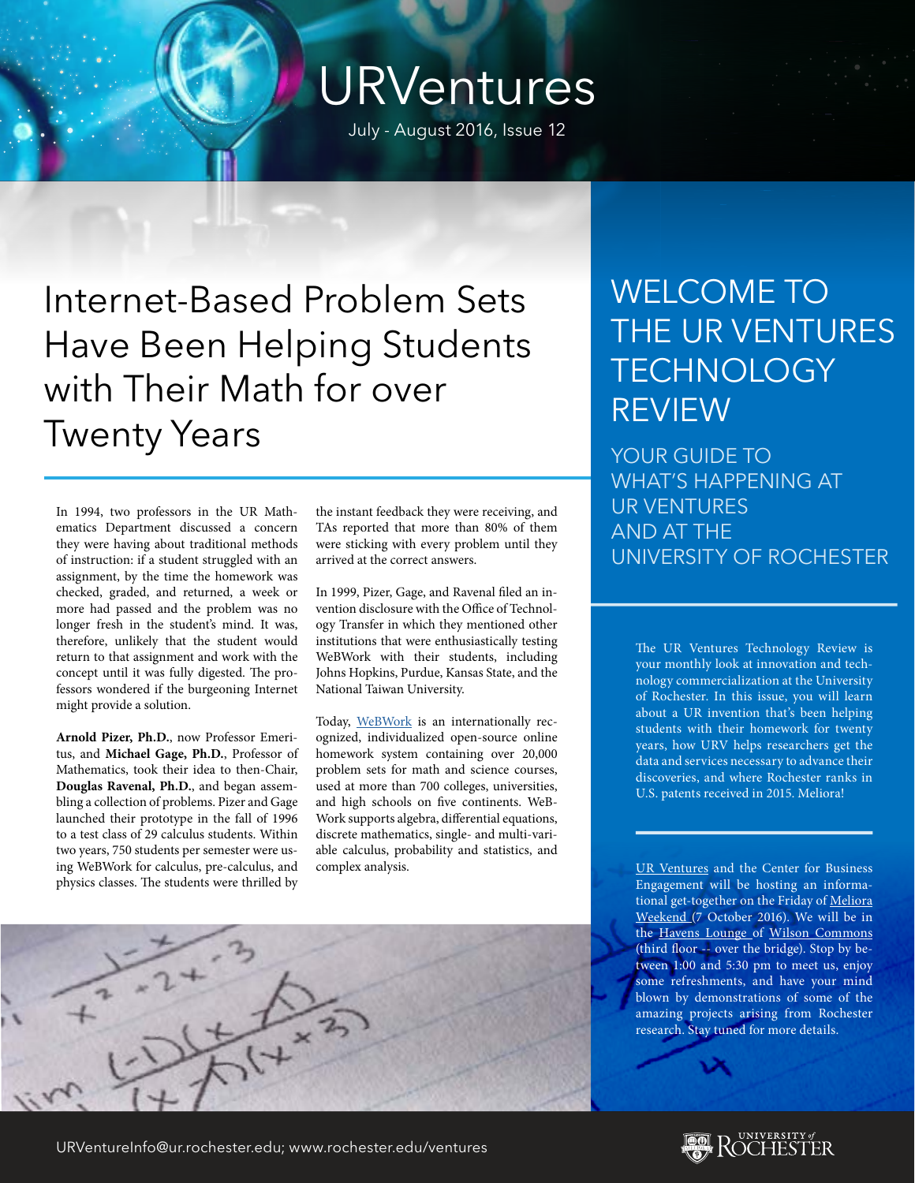# URVentures

July - August 2016, Issue 12

## Internet-Based Problem Sets Have Been Helping Students with Their Math for over Twenty Years

In 1994, two professors in the UR Mathematics Department discussed a concern they were having about traditional methods of instruction: if a student struggled with an assignment, by the time the homework was checked, graded, and returned, a week or more had passed and the problem was no longer fresh in the student's mind. It was, therefore, unlikely that the student would return to that assignment and work with the concept until it was fully digested. The professors wondered if the burgeoning Internet might provide a solution.

**Arnold Pizer, Ph.D.**, now Professor Emeritus, and **Michael Gage, Ph.D.**, Professor of Mathematics, took their idea to then-Chair, **Douglas Ravenal, Ph.D.**, and began assembling a collection of problems. Pizer and Gage launched their prototype in the fall of 1996 to a test class of 29 calculus students. Within two years, 750 students per semester were using WeBWork for calculus, pre-calculus, and physics classes. The students were thrilled by the instant feedback they were receiving, and TAs reported that more than 80% of them were sticking with every problem until they arrived at the correct answers.

In 1999, Pizer, Gage, and Ravenal filed an invention disclosure with the Office of Technology Transfer in which they mentioned other institutions that were enthusiastically testing WeBWork with their students, including Johns Hopkins, Purdue, Kansas State, and the National Taiwan University.

Today, WeBWork is an internationally recognized, individualized open-source online homework system containing over 20,000 problem sets for math and science courses, used at more than 700 colleges, universities, and high schools on five continents. WeBWork supports algebra, differential equations, discrete mathematics, single- and multi-variable calculus, probability and statistics, and complex analysis.

## WELCOME TO THE UR VENTURES TECHNOLOGY REVIEW

### YOUR GUIDE TO WHAT'S HAPPENING AT UR VENTURES AND AT THE UNIVERSITY OF ROCHESTER

The UR Ventures Technology Review is your monthly look at innovation and technology commercialization at the University of Rochester. In this issue, you will learn about a UR invention that's been helping students with their homework for twenty years, how URV helps researchers get the data and services necessary to advance their discoveries, and where Rochester ranks in U.S. patents received in 2015. Meliora!

UR Ventures and the Center for Business Engagement will be hosting an informational get-together on the Friday of Meliora Weekend (7 October 2016). We will be in the Havens Lounge of Wilson Commons (third floor -- over the bridge). Stop by between 1:00 and 5:30 pm to meet us, enjoy some refreshments, and have your mind blown by demonstrations of some of the amazing projects arising from Rochester research. Stay tuned for more details.

URVentureInfo@ur.rochester.edu; www.rochester.edu/ventures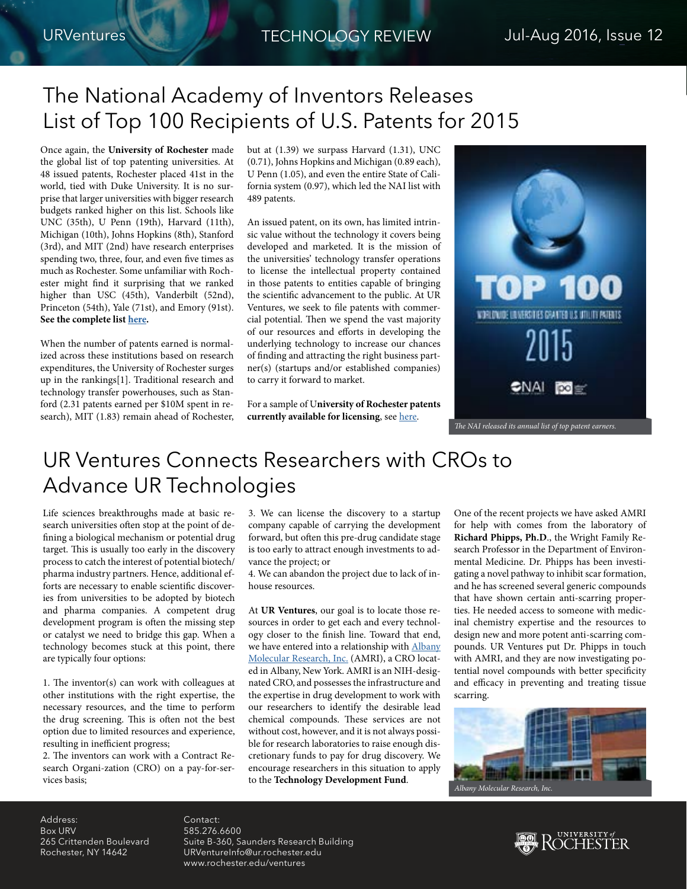# The National Academy of Inventors Releases List of Top 100 Recipients of U.S. Patents for 2015

Once again, the **University of Rochester** made the global list of top patenting universities. At 48 issued patents, Rochester placed 41st in the world, tied with Duke University. It is no surprise that larger universities with bigger research budgets ranked higher on this list. Schools like UNC (35th), U Penn (19th), Harvard (11th), Michigan (10th), Johns Hopkins (8th), Stanford (3rd), and MIT (2nd) have research enterprises spending two, three, four, and even five times as much as Rochester. Some unfamiliar with Rochester might find it surprising that we ranked higher than USC (45th), Vanderbilt (52nd), Princeton (54th), Yale (71st), and Emory (91st). **See the complete list here.**

When the number of patents earned is normalized across these institutions based on research expenditures, the University of Rochester surges up in the rankings[1]. Traditional research and technology transfer powerhouses, such as Stanford (2.31 patents earned per $10M spent in research), MIT (1.83) remain ahead of Rochester, but at (1.39) we surpass Harvard (1.31), UNC (0.71), Johns Hopkins and Michigan (0.89 each), U Penn (1.05), and even the entire State of California system (0.97), which led the NAI list with 489 patents.

An issued patent, on its own, has limited intrinsic value without the technology it covers being developed and marketed. It is the mission of the universities' technology transfer operations to license the intellectual property contained in those patents to entities capable of bringing the scientific advancement to the public. At UR Ventures, we seek to file patents with commercial potential. Then we spend the vast majority of our resources and efforts in developing the underlying technology to increase our chances of finding and attracting the right business partner(s) (startups and/or established companies) to carry it forward to market.

For a sample of **University of Rochester patents currently available for licensing**, see here.

*The NAI released its annual list of top patent earners.*

# UR Ventures Connects Researchers with CROs to Advance UR Technologies

Life sciences breakthroughs made at basic research universities often stop at the point of defining a biological mechanism or potential drug target. This is usually too early in the discovery process to catch the interest of potential biotech/pharma industry partners. Hence, additional efforts are necessary to enable scientific discoveries from universities to be adopted by biotech and pharma companies. A competent drug development program is often the missing step or catalyst we need to bridge this gap. When a technology becomes stuck at this point, there are typically four options:

1. The inventor(s) can work with colleagues at other institutions with the right expertise, the necessary resources, and the time to perform the drug screening. This is often not the best option due to limited resources and experience, resulting in inefficient progress;
2. The inventors can work with a Contract Research Organi-zation (CRO) on a pay-for-services basis;
3. We can license the discovery to a startup company capable of carrying the development forward, but often this pre-drug candidate stage is too early to attract enough investments to advance the project; or
4. We can abandon the project due to lack of in-house resources.

At **UR Ventures**, our goal is to locate those resources in order to get each and every technology closer to the finish line. Toward that end, we have entered into a relationship with Albany Molecular Research, Inc. (AMRI), a CRO located in Albany, New York. AMRI is an NIH-designated CRO, and possesses the infrastructure and the expertise in drug development to work with our researchers to identify the desirable lead chemical compounds. These services are not without cost, however, and it is not always possible for research laboratories to raise enough discretionary funds to pay for drug discovery. We encourage researchers in this situation to apply to the **Technology Development Fund**.

One of the recent projects we have asked AMRI for help with comes from the laboratory of **Richard Phipps, Ph.D**., the Wright Family Research Professor in the Department of Environmental Medicine. Dr. Phipps has been investigating a novel pathway to inhibit scar formation, and he has screened several generic compounds that have shown certain anti-scarring properties. He needed access to someone with medicinal chemistry expertise and the resources to design new and more potent anti-scarring compounds. UR Ventures put Dr. Phipps in touch with AMRI, and they are now investigating potential novel compounds with better specificity and efficacy in preventing and treating tissue scarring.

*Albany Molecular Research, Inc.*

Address:
Box URV
265 Crittenden Boulevard
Rochester, NY 14642

Contact:
585.276.6600
Suite B-360, Saunders Research Building
URVentureInfo@ur.rochester.edu
www.rochester.edu/ventures